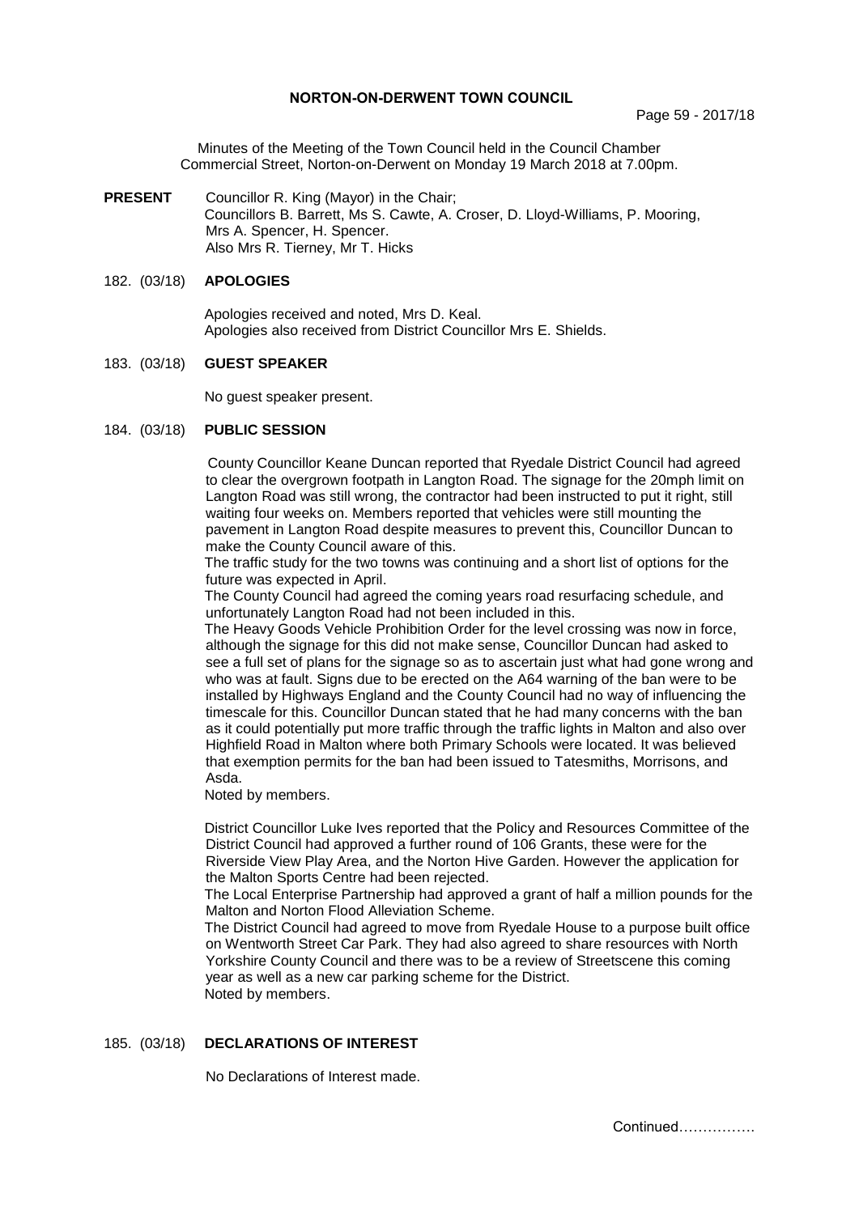**NORTON-ON-DERWENT TOWN COUNCIL**

Minutes of the Meeting of the Town Council held in the Council Chamber Commercial Street, Norton-on-Derwent on Monday 19 March 2018 at 7.00pm.

**PRESENT** Councillor R. King (Mayor) in the Chair;
Councillors B. Barrett, Ms S. Cawte, A. Croser, D. Lloyd-Williams, P. Mooring, Mrs A. Spencer, H. Spencer.
Also Mrs R. Tierney, Mr T. Hicks

182. (03/18) **APOLOGIES**

Apologies received and noted, Mrs D. Keal.
Apologies also received from District Councillor Mrs E. Shields.

183. (03/18) **GUEST SPEAKER**

No guest speaker present.

184. (03/18) **PUBLIC SESSION**

County Councillor Keane Duncan reported that Ryedale District Council had agreed to clear the overgrown footpath in Langton Road. The signage for the 20mph limit on Langton Road was still wrong, the contractor had been instructed to put it right, still waiting four weeks on. Members reported that vehicles were still mounting the pavement in Langton Road despite measures to prevent this, Councillor Duncan to make the County Council aware of this.
The traffic study for the two towns was continuing and a short list of options for the future was expected in April.
The County Council had agreed the coming years road resurfacing schedule, and unfortunately Langton Road had not been included in this.
The Heavy Goods Vehicle Prohibition Order for the level crossing was now in force, although the signage for this did not make sense, Councillor Duncan had asked to see a full set of plans for the signage so as to ascertain just what had gone wrong and who was at fault. Signs due to be erected on the A64 warning of the ban were to be installed by Highways England and the County Council had no way of influencing the timescale for this. Councillor Duncan stated that he had many concerns with the ban as it could potentially put more traffic through the traffic lights in Malton and also over Highfield Road in Malton where both Primary Schools were located. It was believed that exemption permits for the ban had been issued to Tatesmiths, Morrisons, and Asda.
Noted by members.

District Councillor Luke Ives reported that the Policy and Resources Committee of the District Council had approved a further round of 106 Grants, these were for the Riverside View Play Area, and the Norton Hive Garden. However the application for the Malton Sports Centre had been rejected.
The Local Enterprise Partnership had approved a grant of half a million pounds for the Malton and Norton Flood Alleviation Scheme.
The District Council had agreed to move from Ryedale House to a purpose built office on Wentworth Street Car Park. They had also agreed to share resources with North Yorkshire County Council and there was to be a review of Streetscene this coming year as well as a new car parking scheme for the District.
Noted by members.

185. (03/18) **DECLARATIONS OF INTEREST**

No Declarations of Interest made.

Continued…………….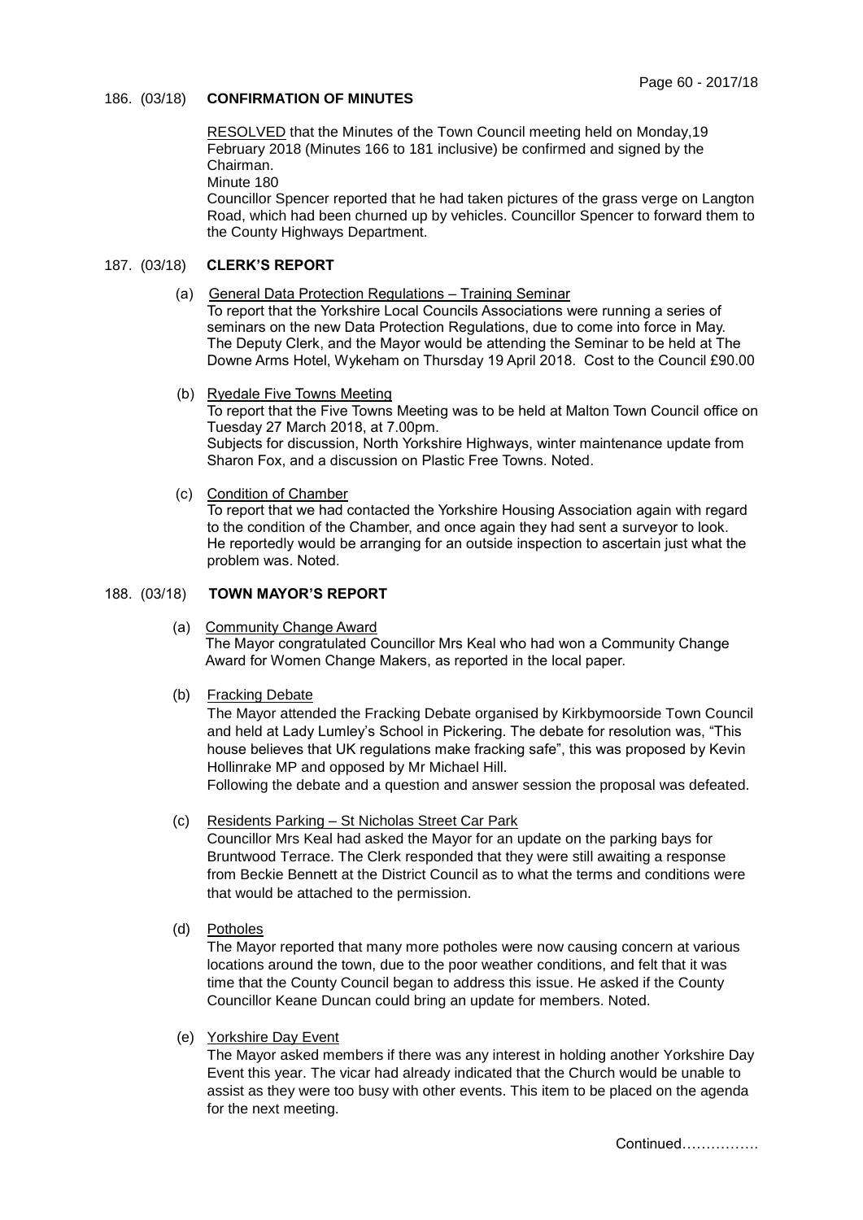## 186. (03/18) CONFIRMATION OF MINUTES

RESOLVED that the Minutes of the Town Council meeting held on Monday,19 February 2018 (Minutes 166 to 181 inclusive) be confirmed and signed by the Chairman.

Minute 180

Councillor Spencer reported that he had taken pictures of the grass verge on Langton Road, which had been churned up by vehicles. Councillor Spencer to forward them to the County Highways Department.

## 187. (03/18) CLERK'S REPORT

(a) General Data Protection Regulations – Training Seminar

To report that the Yorkshire Local Councils Associations were running a series of seminars on the new Data Protection Regulations, due to come into force in May. The Deputy Clerk, and the Mayor would be attending the Seminar to be held at The Downe Arms Hotel, Wykeham on Thursday 19 April 2018. Cost to the Council £90.00

(b) Ryedale Five Towns Meeting

To report that the Five Towns Meeting was to be held at Malton Town Council office on Tuesday 27 March 2018, at 7.00pm.

Subjects for discussion, North Yorkshire Highways, winter maintenance update from Sharon Fox, and a discussion on Plastic Free Towns. Noted.

(c) Condition of Chamber

To report that we had contacted the Yorkshire Housing Association again with regard to the condition of the Chamber, and once again they had sent a surveyor to look. He reportedly would be arranging for an outside inspection to ascertain just what the problem was. Noted.

## 188. (03/18) TOWN MAYOR'S REPORT

(a) Community Change Award

The Mayor congratulated Councillor Mrs Keal who had won a Community Change Award for Women Change Makers, as reported in the local paper.

(b) Fracking Debate

The Mayor attended the Fracking Debate organised by Kirkbymoorside Town Council and held at Lady Lumley's School in Pickering. The debate for resolution was, "This house believes that UK regulations make fracking safe", this was proposed by Kevin Hollinrake MP and opposed by Mr Michael Hill.

Following the debate and a question and answer session the proposal was defeated.

(c) Residents Parking – St Nicholas Street Car Park

Councillor Mrs Keal had asked the Mayor for an update on the parking bays for Bruntwood Terrace. The Clerk responded that they were still awaiting a response from Beckie Bennett at the District Council as to what the terms and conditions were that would be attached to the permission.

(d) Potholes

The Mayor reported that many more potholes were now causing concern at various locations around the town, due to the poor weather conditions, and felt that it was time that the County Council began to address this issue. He asked if the County Councillor Keane Duncan could bring an update for members. Noted.

(e) Yorkshire Day Event

The Mayor asked members if there was any interest in holding another Yorkshire Day Event this year. The vicar had already indicated that the Church would be unable to assist as they were too busy with other events. This item to be placed on the agenda for the next meeting.

Continued…………….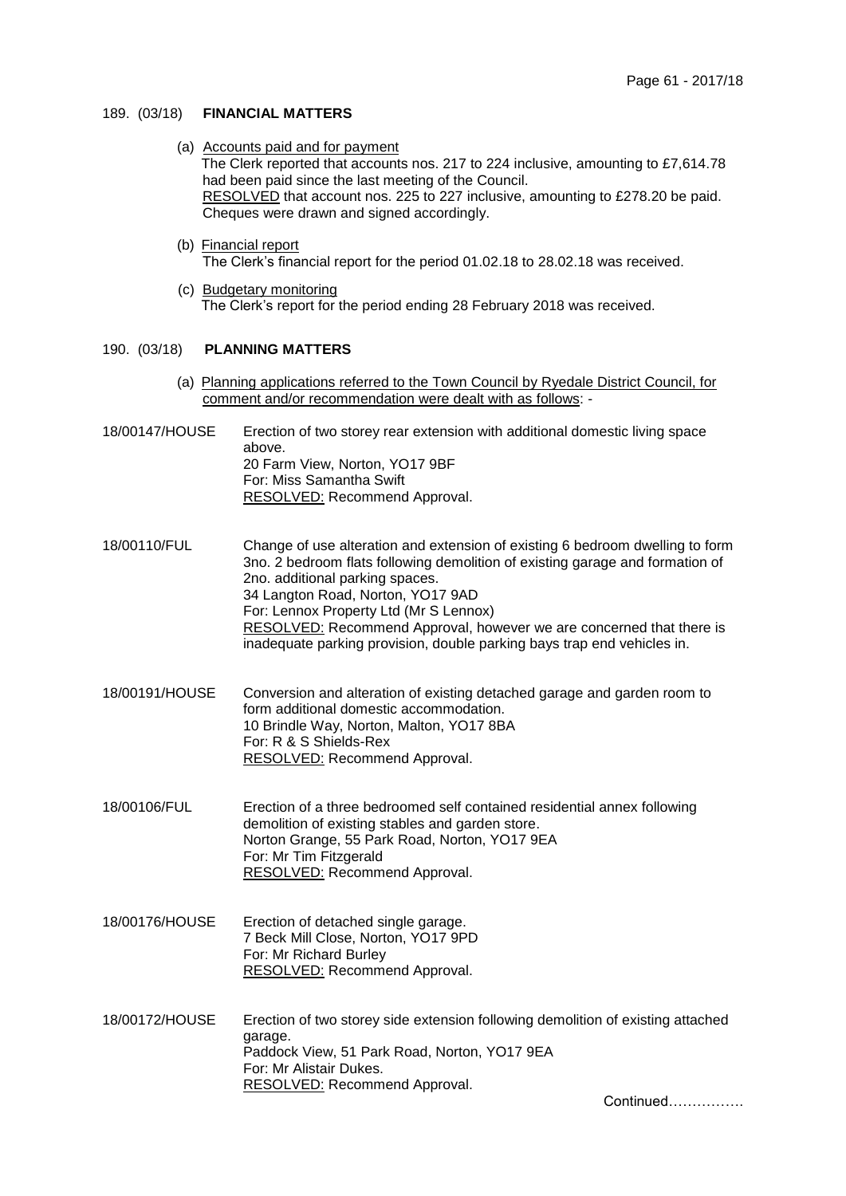## 189. (03/18) FINANCIAL MATTERS

(a) Accounts paid and for payment
The Clerk reported that accounts nos. 217 to 224 inclusive, amounting to £7,614.78 had been paid since the last meeting of the Council.
RESOLVED that account nos. 225 to 227 inclusive, amounting to £278.20 be paid. Cheques were drawn and signed accordingly.

(b) Financial report
The Clerk's financial report for the period 01.02.18 to 28.02.18 was received.

(c) Budgetary monitoring
The Clerk's report for the period ending 28 February 2018 was received.

## 190. (03/18) PLANNING MATTERS

(a) Planning applications referred to the Town Council by Ryedale District Council, for comment and/or recommendation were dealt with as follows: -

**18/00147/HOUSE** Erection of two storey rear extension with additional domestic living space above.
20 Farm View, Norton, YO17 9BF
For: Miss Samantha Swift
RESOLVED: Recommend Approval.

**18/00110/FUL** Change of use alteration and extension of existing 6 bedroom dwelling to form 3no. 2 bedroom flats following demolition of existing garage and formation of 2no. additional parking spaces.
34 Langton Road, Norton, YO17 9AD
For: Lennox Property Ltd (Mr S Lennox)
RESOLVED: Recommend Approval, however we are concerned that there is inadequate parking provision, double parking bays trap end vehicles in.

**18/00191/HOUSE** Conversion and alteration of existing detached garage and garden room to form additional domestic accommodation.
10 Brindle Way, Norton, Malton, YO17 8BA
For: R & S Shields-Rex
RESOLVED: Recommend Approval.

**18/00106/FUL** Erection of a three bedroomed self contained residential annex following demolition of existing stables and garden store.
Norton Grange, 55 Park Road, Norton, YO17 9EA
For: Mr Tim Fitzgerald
RESOLVED: Recommend Approval.

**18/00176/HOUSE** Erection of detached single garage.
7 Beck Mill Close, Norton, YO17 9PD
For: Mr Richard Burley
RESOLVED: Recommend Approval.

**18/00172/HOUSE** Erection of two storey side extension following demolition of existing attached garage.
Paddock View, 51 Park Road, Norton, YO17 9EA
For: Mr Alistair Dukes.
RESOLVED: Recommend Approval.

Continued…………….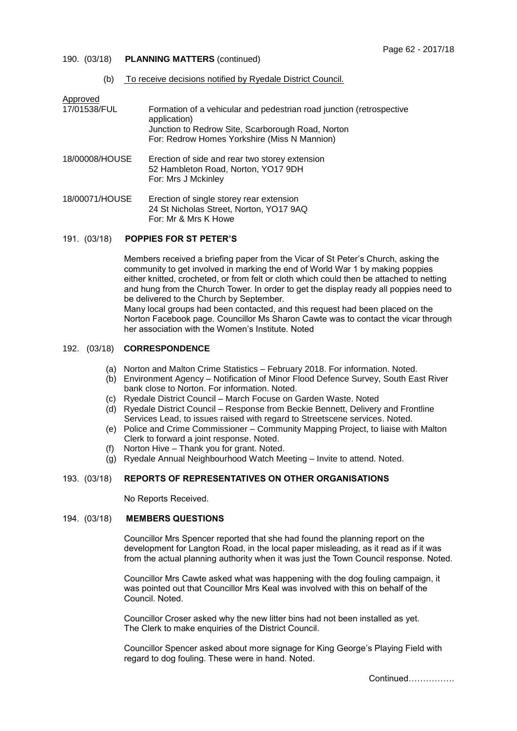190. (03/18) **PLANNING MATTERS** (continued)

(b) To receive decisions notified by Ryedale District Council.

Approved

17/01538/FUL — Formation of a vehicular and pedestrian road junction (retrospective application)
Junction to Redrow Site, Scarborough Road, Norton
For: Redrow Homes Yorkshire (Miss N Mannion)

18/00008/HOUSE — Erection of side and rear two storey extension
52 Hambleton Road, Norton, YO17 9DH
For: Mrs J Mckinley

18/00071/HOUSE — Erection of single storey rear extension
24 St Nicholas Street, Norton, YO17 9AQ
For: Mr & Mrs K Howe

191. (03/18) **POPPIES FOR ST PETER'S**

Members received a briefing paper from the Vicar of St Peter's Church, asking the community to get involved in marking the end of World War 1 by making poppies either knitted, crocheted, or from felt or cloth which could then be attached to netting and hung from the Church Tower. In order to get the display ready all poppies need to be delivered to the Church by September.
Many local groups had been contacted, and this request had been placed on the Norton Facebook page. Councillor Ms Sharon Cawte was to contact the vicar through her association with the Women's Institute. Noted

192. (03/18) **CORRESPONDENCE**

(a) Norton and Malton Crime Statistics – February 2018. For information. Noted.
(b) Environment Agency – Notification of Minor Flood Defence Survey, South East River bank close to Norton. For information. Noted.
(c) Ryedale District Council – March Focuse on Garden Waste. Noted
(d) Ryedale District Council – Response from Beckie Bennett, Delivery and Frontline Services Lead, to issues raised with regard to Streetscene services. Noted.
(e) Police and Crime Commissioner – Community Mapping Project, to liaise with Malton Clerk to forward a joint response. Noted.
(f) Norton Hive – Thank you for grant. Noted.
(g) Ryedale Annual Neighbourhood Watch Meeting – Invite to attend. Noted.

193. (03/18) **REPORTS OF REPRESENTATIVES ON OTHER ORGANISATIONS**

No Reports Received.

194. (03/18) **MEMBERS QUESTIONS**

Councillor Mrs Spencer reported that she had found the planning report on the development for Langton Road, in the local paper misleading, as it read as if it was from the actual planning authority when it was just the Town Council response. Noted.

Councillor Mrs Cawte asked what was happening with the dog fouling campaign, it was pointed out that Councillor Mrs Keal was involved with this on behalf of the Council. Noted.

Councillor Croser asked why the new litter bins had not been installed as yet. The Clerk to make enquiries of the District Council.

Councillor Spencer asked about more signage for King George's Playing Field with regard to dog fouling. These were in hand. Noted.

Continued…………….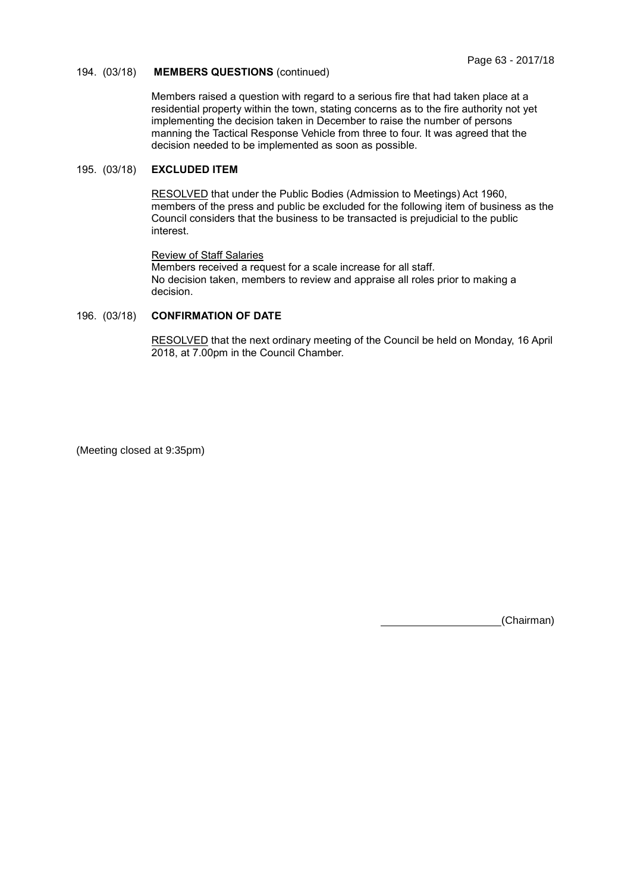194. (03/18) **MEMBERS QUESTIONS** (continued)

Members raised a question with regard to a serious fire that had taken place at a residential property within the town, stating concerns as to the fire authority not yet implementing the decision taken in December to raise the number of persons manning the Tactical Response Vehicle from three to four. It was agreed that the decision needed to be implemented as soon as possible.

195. (03/18) **EXCLUDED ITEM**

RESOLVED that under the Public Bodies (Admission to Meetings) Act 1960, members of the press and public be excluded for the following item of business as the Council considers that the business to be transacted is prejudicial to the public interest.

Review of Staff Salaries
Members received a request for a scale increase for all staff.
No decision taken, members to review and appraise all roles prior to making a decision.

196. (03/18) **CONFIRMATION OF DATE**

RESOLVED that the next ordinary meeting of the Council be held on Monday, 16 April 2018, at 7.00pm in the Council Chamber.

(Meeting closed at 9:35pm)

____________________(Chairman)